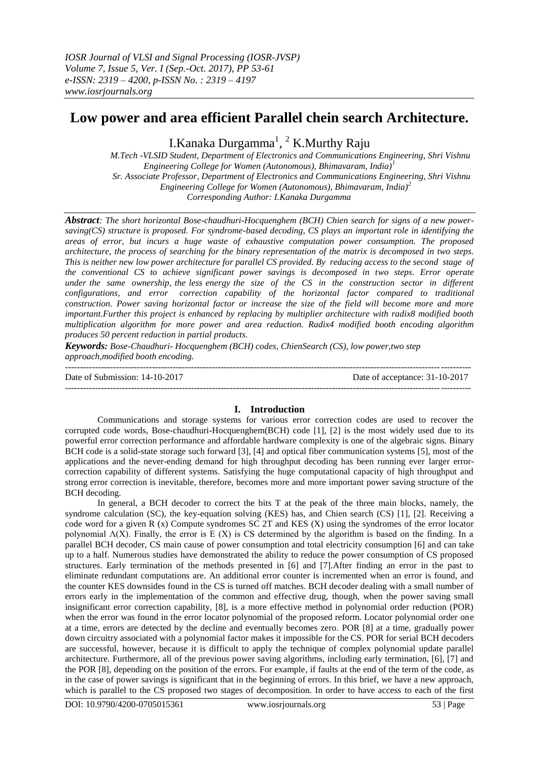# Low power and area efficient Parallel chein search Architecture.

I.Kanaka Durgamma[1], [2] K.Murthy Raju

*M.Tech -VLSID Student, Department of Electronics and Communications Engineering, Shri Vishnu Engineering College for Women (Autonomous), Bhimavaram, India)[1]*
*Sr. Associate Professor, Department of Electronics and Communications Engineering, Shri Vishnu Engineering College for Women (Autonomous), Bhimavaram, India)[2]*
*Corresponding Author: I.Kanaka Durgamma*

***Abstract**: The short horizontal Bose-chaudhuri-Hocquenghem (BCH) Chien search for signs of a new power-saving(CS) structure is proposed. For syndrome-based decoding, CS plays an important role in identifying the areas of error, but incurs a huge waste of exhaustive computation power consumption. The proposed architecture, the process of searching for the binary representation of the matrix is decomposed in two steps. This is neither new low power architecture for parallel CS provided. By reducing access to the second stage of the conventional CS to achieve significant power savings is decomposed in two steps. Error operate under the same ownership, the less energy the size of the CS in the construction sector in different configurations, and error correction capability of the horizontal factor compared to traditional construction. Power saving horizontal factor or increase the size of the field will become more and more important.Further this project is enhanced by replacing by multiplier architecture with radix8 modified booth multiplication algorithm for more power and area reduction. Radix4 modified booth encoding algorithm produces 50 percent reduction in partial products.*

***Keywords:** Bose-Chaudhuri- Hocquenghem (BCH) codes, ChienSearch (CS), low power,two step approach,modified booth encoding.*

---

Date of Submission: 14-10-2017 Date of acceptance: 31-10-2017

---

## I. Introduction

Communications and storage systems for various error correction codes are used to recover the corrupted code words, Bose-chaudhuri-Hocquenghem(BCH) code [1], [2] is the most widely used due to its powerful error correction performance and affordable hardware complexity is one of the algebraic signs. Binary BCH code is a solid-state storage such forward [3], [4] and optical fiber communication systems [5], most of the applications and the never-ending demand for high throughput decoding has been running ever larger error-correction capability of different systems. Satisfying the huge computational capacity of high throughput and strong error correction is inevitable, therefore, becomes more and more important power saving structure of the BCH decoding.

In general, a BCH decoder to correct the bits T at the peak of the three main blocks, namely, the syndrome calculation (SC), the key-equation solving (KES) has, and Chien search (CS) [1], [2]. Receiving a code word for a given R (x) Compute syndromes SC 2T and KES (X) using the syndromes of the error locator polynomial $\Lambda(X)$. Finally, the error is E (X) is CS determined by the algorithm is based on the finding. In a parallel BCH decoder, CS main cause of power consumption and total electricity consumption [6] and can take up to a half. Numerous studies have demonstrated the ability to reduce the power consumption of CS proposed structures. Early termination of the methods presented in [6] and [7].After finding an error in the past to eliminate redundant computations are. An additional error counter is incremented when an error is found, and the counter KES downsides found in the CS is turned off matches. BCH decoder dealing with a small number of errors early in the implementation of the common and effective drug, though, when the power saving small insignificant error correction capability, [8], is a more effective method in polynomial order reduction (POR) when the error was found in the error locator polynomial of the proposed reform. Locator polynomial order one at a time, errors are detected by the decline and eventually becomes zero. POR [8] at a time, gradually power down circuitry associated with a polynomial factor makes it impossible for the CS. POR for serial BCH decoders are successful, however, because it is difficult to apply the technique of complex polynomial update parallel architecture. Furthermore, all of the previous power saving algorithms, including early termination, [6], [7] and the POR [8], depending on the position of the errors. For example, if faults at the end of the term of the code, as in the case of power savings is significant that in the beginning of errors. In this brief, we have a new approach, which is parallel to the CS proposed two stages of decomposition. In order to have access to each of the first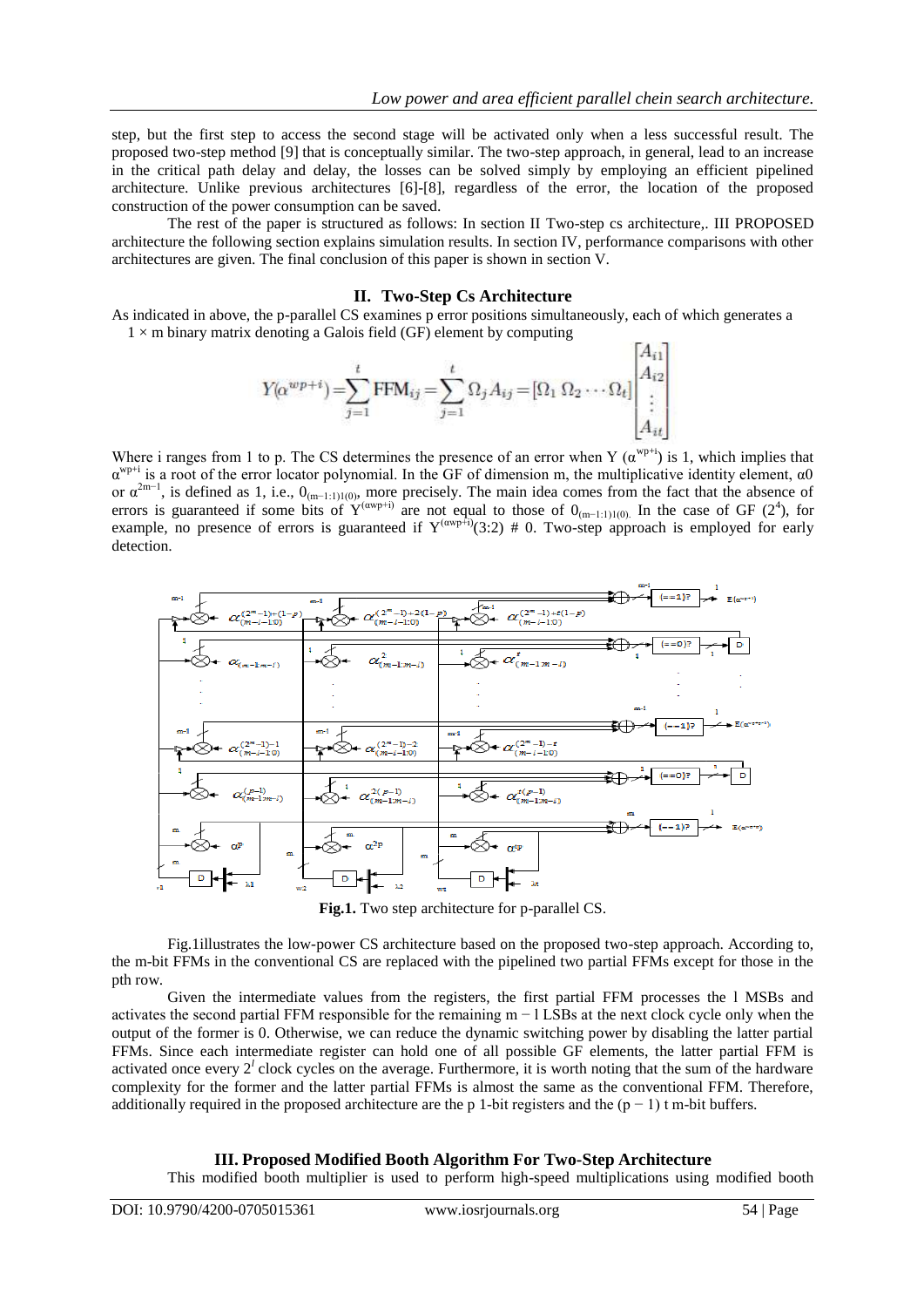step, but the first step to access the second stage will be activated only when a less successful result. The proposed two-step method [9] that is conceptually similar. The two-step approach, in general, lead to an increase in the critical path delay and delay, the losses can be solved simply by employing an efficient pipelined architecture. Unlike previous architectures [6]-[8], regardless of the error, the location of the proposed construction of the power consumption can be saved.

The rest of the paper is structured as follows: In section II Two-step cs architecture,. III PROPOSED architecture the following section explains simulation results. In section IV, performance comparisons with other architectures are given. The final conclusion of this paper is shown in section V.

## II. Two-Step Cs Architecture

As indicated in above, the p-parallel CS examines p error positions simultaneously, each of which generates a $1 \times m$ binary matrix denoting a Galois field (GF) element by computing

$$Y(\alpha^{wp+i}) = \sum_{j=1}^{t} \mathrm{FFM}_{ij} = \sum_{j=1}^{t} \Omega_j A_{ij} = [\Omega_1 \; \Omega_2 \cdots \Omega_t] \begin{bmatrix} A_{i1} \\ A_{i2} \\ \vdots \\ A_{it} \end{bmatrix}$$

Where i ranges from 1 to p. The CS determines the presence of an error when Y $(\alpha^{wp+i})$ is 1, which implies that $\alpha^{wp+i}$ is a root of the error locator polynomial. In the GF of dimension m, the multiplicative identity element, $\alpha 0$ or $\alpha^{2m-1}$, is defined as 1, i.e., $0_{(m-1:1)1(0)}$, more precisely. The main idea comes from the fact that the absence of errors is guaranteed if some bits of $Y^{(\alpha wp+i)}$ are not equal to those of $0_{(m-1:1)1(0)}$. In the case of GF $(2^4)$, for example, no presence of errors is guaranteed if $Y^{(\alpha wp+i)}(3:2)$ # 0. Two-step approach is employed for early detection.

**Fig.1.** Two step architecture for p-parallel CS.

Fig.1illustrates the low-power CS architecture based on the proposed two-step approach. According to, the m-bit FFMs in the conventional CS are replaced with the pipelined two partial FFMs except for those in the pth row.

Given the intermediate values from the registers, the first partial FFM processes the l MSBs and activates the second partial FFM responsible for the remaining $m - l$ LSBs at the next clock cycle only when the output of the former is 0. Otherwise, we can reduce the dynamic switching power by disabling the latter partial FFMs. Since each intermediate register can hold one of all possible GF elements, the latter partial FFM is activated once every $2^l$ clock cycles on the average. Furthermore, it is worth noting that the sum of the hardware complexity for the former and the latter partial FFMs is almost the same as the conventional FFM. Therefore, additionally required in the proposed architecture are the p 1-bit registers and the $(p - 1)$ t m-bit buffers.

## III. Proposed Modified Booth Algorithm For Two-Step Architecture

This modified booth multiplier is used to perform high-speed multiplications using modified booth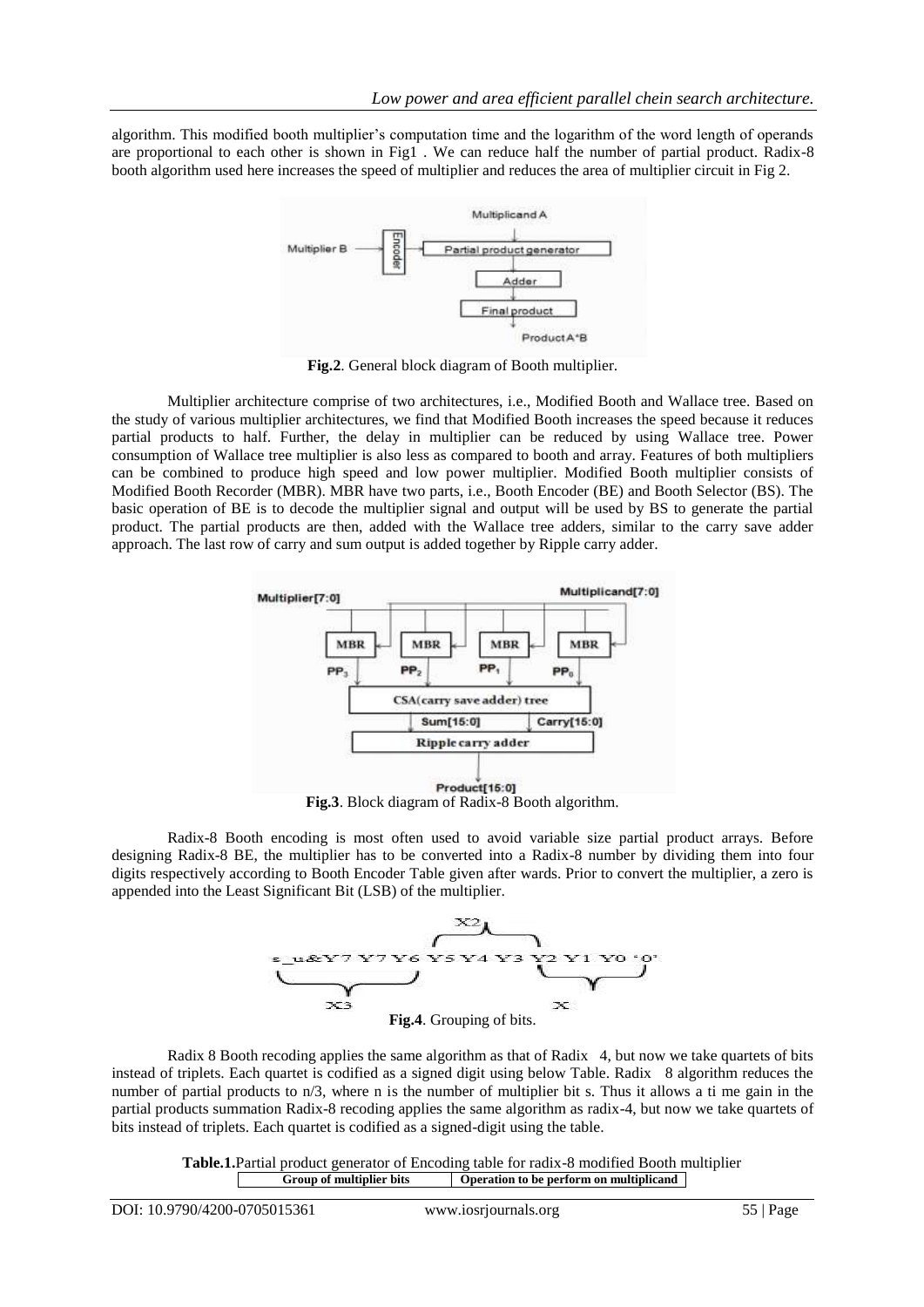algorithm. This modified booth multiplier's computation time and the logarithm of the word length of operands are proportional to each other is shown in Fig1 . We can reduce half the number of partial product. Radix-8 booth algorithm used here increases the speed of multiplier and reduces the area of multiplier circuit in Fig 2.

**Fig.2**. General block diagram of Booth multiplier.

Multiplier architecture comprise of two architectures, i.e., Modified Booth and Wallace tree. Based on the study of various multiplier architectures, we find that Modified Booth increases the speed because it reduces partial products to half. Further, the delay in multiplier can be reduced by using Wallace tree. Power consumption of Wallace tree multiplier is also less as compared to booth and array. Features of both multipliers can be combined to produce high speed and low power multiplier. Modified Booth multiplier consists of Modified Booth Recorder (MBR). MBR have two parts, i.e., Booth Encoder (BE) and Booth Selector (BS). The basic operation of BE is to decode the multiplier signal and output will be used by BS to generate the partial product. The partial products are then, added with the Wallace tree adders, similar to the carry save adder approach. The last row of carry and sum output is added together by Ripple carry adder.

**Fig.3**. Block diagram of Radix-8 Booth algorithm.

Radix-8 Booth encoding is most often used to avoid variable size partial product arrays. Before designing Radix-8 BE, the multiplier has to be converted into a Radix-8 number by dividing them into four digits respectively according to Booth Encoder Table given after wards. Prior to convert the multiplier, a zero is appended into the Least Significant Bit (LSB) of the multiplier.

**Fig.4**. Grouping of bits.

Radix 8 Booth recoding applies the same algorithm as that of Radix 4, but now we take quartets of bits instead of triplets. Each quartet is codified as a signed digit using below Table. Radix 8 algorithm reduces the number of partial products to n/3, where n is the number of multiplier bit s. Thus it allows a ti me gain in the partial products summation Radix-8 recoding applies the same algorithm as radix-4, but now we take quartets of bits instead of triplets. Each quartet is codified as a signed-digit using the table.

**Table.1.**Partial product generator of Encoding table for radix-8 modified Booth multiplier

| Group of multiplier bits | Operation to be perform on multiplicand |
|---|---|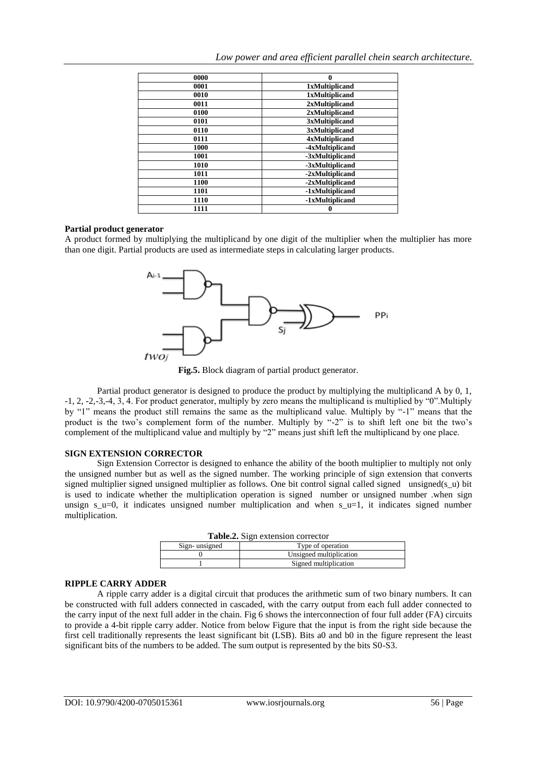| 0000 | 0 |
|---|---|
| 0001 | 1xMultiplicand |
| 0010 | 1xMultiplicand |
| 0011 | 2xMultiplicand |
| 0100 | 2xMultiplicand |
| 0101 | 3xMultiplicand |
| 0110 | 3xMultiplicand |
| 0111 | 4xMultiplicand |
| 1000 | -4xMultiplicand |
| 1001 | -3xMultiplicand |
| 1010 | -3xMultiplicand |
| 1011 | -2xMultiplicand |
| 1100 | -2xMultiplicand |
| 1101 | -1xMultiplicand |
| 1110 | -1xMultiplicand |
| 1111 | 0 |

**Partial product generator**

A product formed by multiplying the multiplicand by one digit of the multiplier when the multiplier has more than one digit. Partial products are used as intermediate steps in calculating larger products.

**Fig.5.** Block diagram of partial product generator.

Partial product generator is designed to produce the product by multiplying the multiplicand A by 0, 1, -1, 2, -2,-3,-4, 3, 4. For product generator, multiply by zero means the multiplicand is multiplied by "0".Multiply by "1" means the product still remains the same as the multiplicand value. Multiply by "-1" means that the product is the two's complement form of the number. Multiply by "-2" is to shift left one bit the two's complement of the multiplicand value and multiply by "2" means just shift left the multiplicand by one place.

**SIGN EXTENSION CORRECTOR**

Sign Extension Corrector is designed to enhance the ability of the booth multiplier to multiply not only the unsigned number but as well as the signed number. The working principle of sign extension that converts signed multiplier signed unsigned multiplier as follows. One bit control signal called signed unsigned(s_u) bit is used to indicate whether the multiplication operation is signed number or unsigned number .when sign unsign s_u=0, it indicates unsigned number multiplication and when s_u=1, it indicates signed number multiplication.

**Table.2.** Sign extension corrector

| Sign- unsigned | Type of operation |
|---|---|
| 0 | Unsigned multiplication |
| 1 | Signed multiplication |

**RIPPLE CARRY ADDER**

A ripple carry adder is a digital circuit that produces the arithmetic sum of two binary numbers. It can be constructed with full adders connected in cascaded, with the carry output from each full adder connected to the carry input of the next full adder in the chain. Fig 6 shows the interconnection of four full adder (FA) circuits to provide a 4-bit ripple carry adder. Notice from below Figure that the input is from the right side because the first cell traditionally represents the least significant bit (LSB). Bits a0 and b0 in the figure represent the least significant bits of the numbers to be added. The sum output is represented by the bits S0-S3.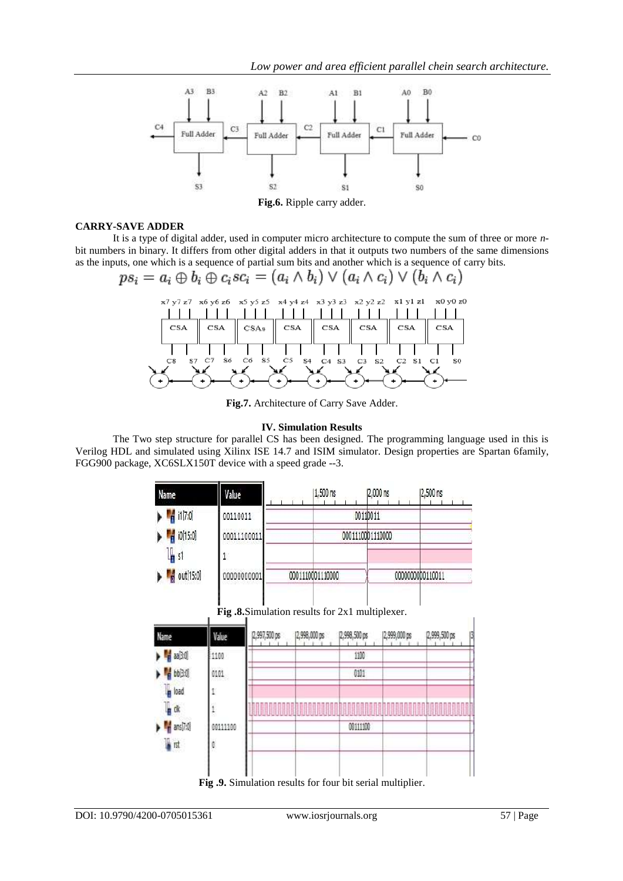Fig.6. Ripple carry adder.

**CARRY-SAVE ADDER**

It is a type of digital adder, used in computer micro architecture to compute the sum of three or more *n*-bit numbers in binary. It differs from other digital adders in that it outputs two numbers of the same dimensions as the inputs, one which is a sequence of partial sum bits and another which is a sequence of carry bits.

$$ps_i = a_i \oplus b_i \oplus c_i sc_i = (a_i \wedge b_i) \vee (a_i \wedge c_i) \vee (b_i \wedge c_i)$$

Fig.7. Architecture of Carry Save Adder.

## IV. Simulation Results

The Two step structure for parallel CS has been designed. The programming language used in this is Verilog HDL and simulated using Xilinx ISE 14.7 and ISIM simulator. Design properties are Spartan 6family, FGG900 package, XC6SLX150T device with a speed grade --3.

Fig .8.Simulation results for 2x1 multiplexer.

Fig .9. Simulation results for four bit serial multiplier.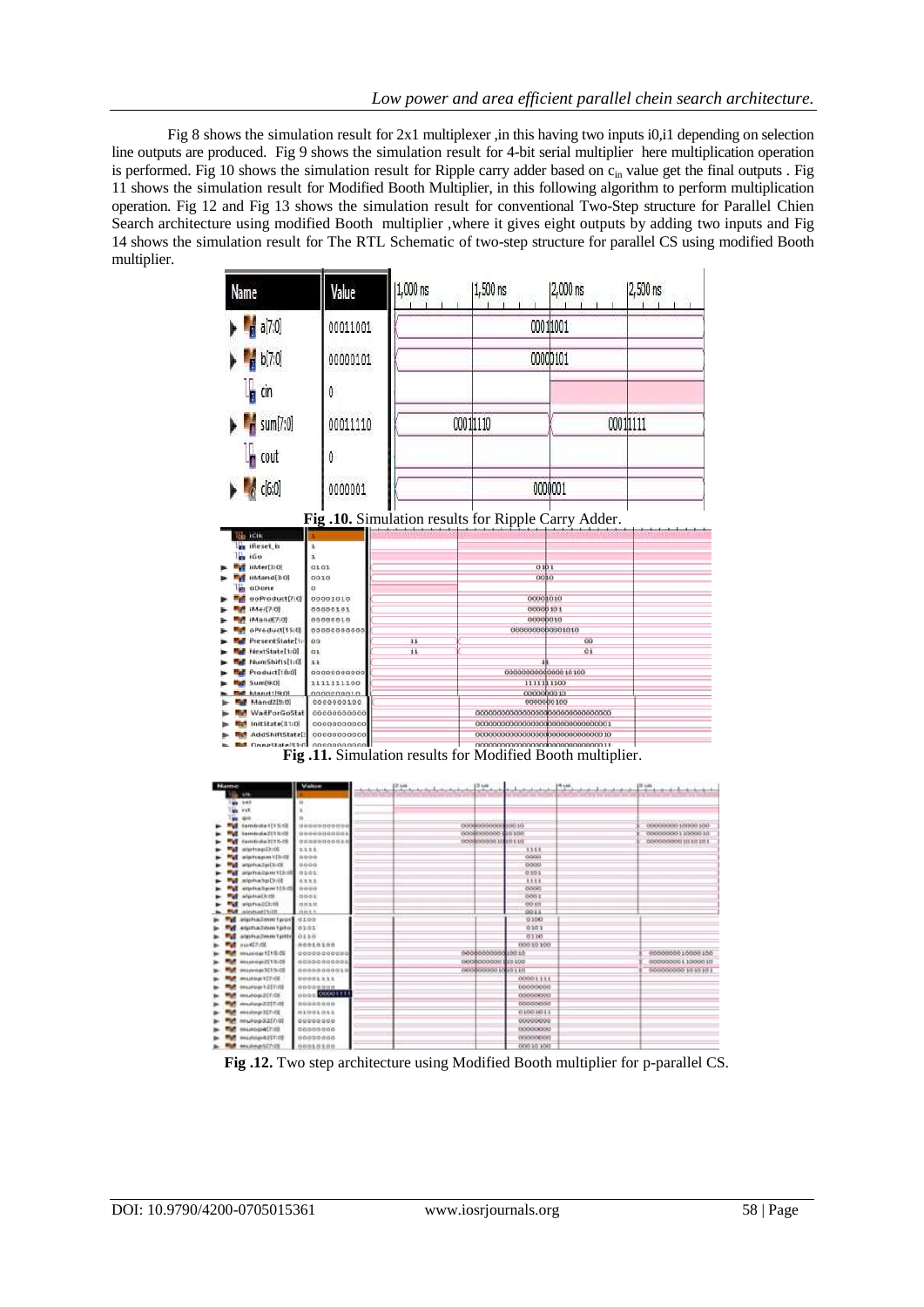Fig 8 shows the simulation result for 2x1 multiplexer ,in this having two inputs i0,i1 depending on selection line outputs are produced. Fig 9 shows the simulation result for 4-bit serial multiplier here multiplication operation is performed. Fig 10 shows the simulation result for Ripple carry adder based on $c_{in}$ value get the final outputs . Fig 11 shows the simulation result for Modified Booth Multiplier, in this following algorithm to perform multiplication operation. Fig 12 and Fig 13 shows the simulation result for conventional Two-Step structure for Parallel Chien Search architecture using modified Booth multiplier ,where it gives eight outputs by adding two inputs and Fig 14 shows the simulation result for The RTL Schematic of two-step structure for parallel CS using modified Booth multiplier.

**Fig .10.** Simulation results for Ripple Carry Adder.

**Fig .11.** Simulation results for Modified Booth multiplier.

**Fig .12.** Two step architecture using Modified Booth multiplier for p-parallel CS.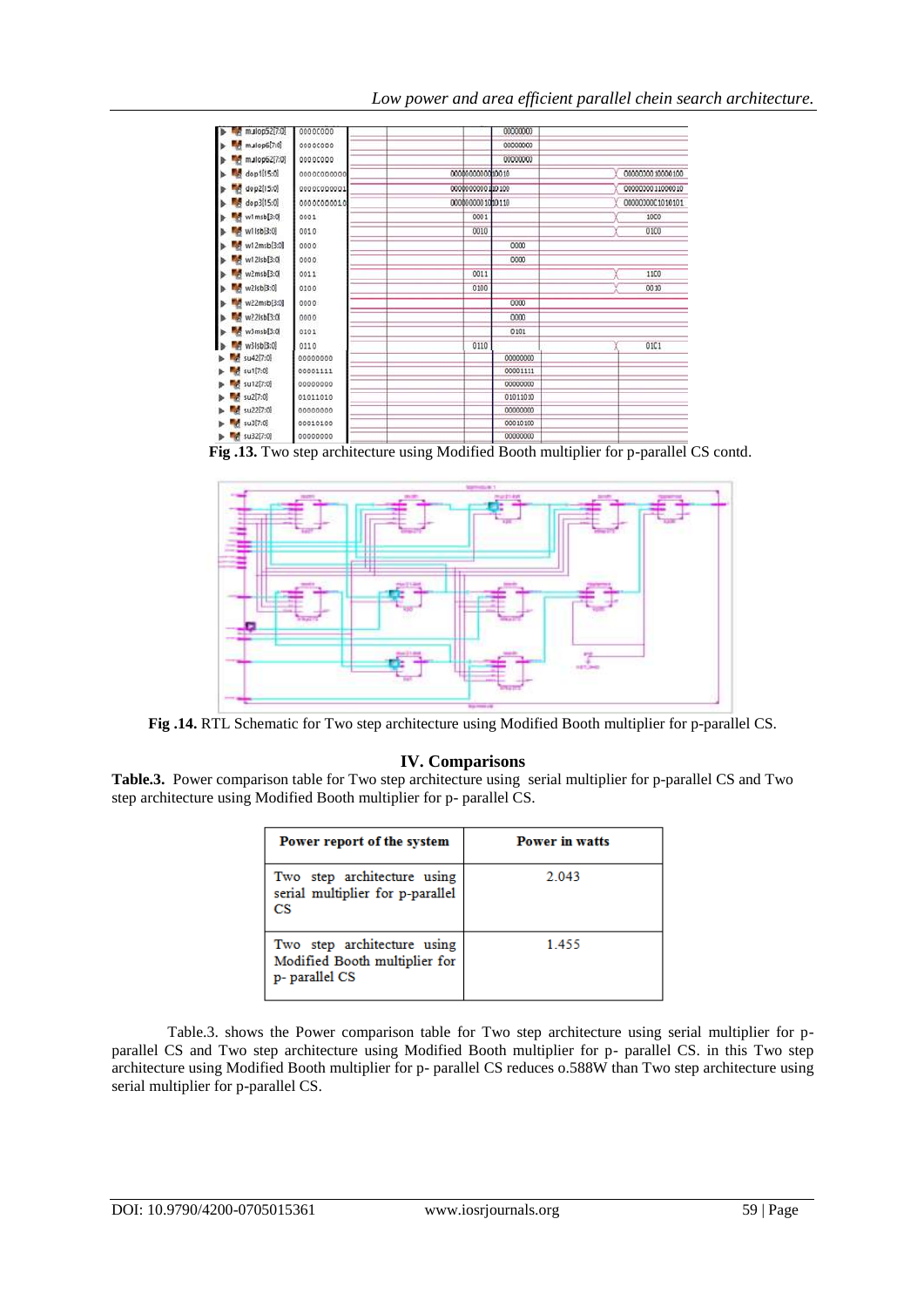**Fig .13.** Two step architecture using Modified Booth multiplier for p-parallel CS contd.

**Fig .14.** RTL Schematic for Two step architecture using Modified Booth multiplier for p-parallel CS.

## IV. Comparisons

**Table.3.** Power comparison table for Two step architecture using serial multiplier for p-parallel CS and Two step architecture using Modified Booth multiplier for p- parallel CS.

| Power report of the system | Power in watts |
|---|---|
| Two step architecture using serial multiplier for p-parallel CS | 2.043 |
| Two step architecture using Modified Booth multiplier for p- parallel CS | 1.455 |

Table.3. shows the Power comparison table for Two step architecture using serial multiplier for p-parallel CS and Two step architecture using Modified Booth multiplier for p- parallel CS. in this Two step architecture using Modified Booth multiplier for p- parallel CS reduces o.588W than Two step architecture using serial multiplier for p-parallel CS.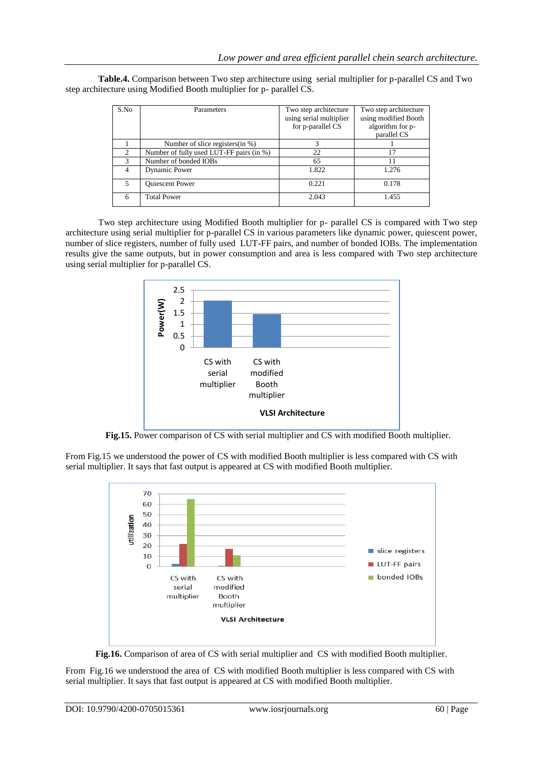**Table.4.** Comparison between Two step architecture using serial multiplier for p-parallel CS and Two step architecture using Modified Booth multiplier for p- parallel CS.

| S.No | Parameters | Two step architecture using serial multiplier for p-parallel CS | Two step architecture using modified Booth algorithm for p-parallel CS |
|---|---|---|---|
| 1 | Number of slice registers(in %) | 3 | 1 |
| 2 | Number of fully used LUT-FF pairs (in %) | 22 | 17 |
| 3 | Number of bonded IOBs | 65 | 11 |
| 4 | Dynamic Power | 1.822 | 1.276 |
| 5 | Quiescent Power | 0.221 | 0.178 |
| 6 | Total Power | 2.043 | 1.455 |

Two step architecture using Modified Booth multiplier for p- parallel CS is compared with Two step architecture using serial multiplier for p-parallel CS in various parameters like dynamic power, quiescent power, number of slice registers, number of fully used LUT-FF pairs, and number of bonded IOBs. The implementation results give the same outputs, but in power consumption and area is less compared with Two step architecture using serial multiplier for p-parallel CS.

**Fig.15.** Power comparison of CS with serial multiplier and CS with modified Booth multiplier.

From Fig.15 we understood the power of CS with modified Booth multiplier is less compared with CS with serial multiplier. It says that fast output is appeared at CS with modified Booth multiplier.

**Fig.16.** Comparison of area of CS with serial multiplier and CS with modified Booth multiplier.

From Fig.16 we understood the area of CS with modified Booth multiplier is less compared with CS with serial multiplier. It says that fast output is appeared at CS with modified Booth multiplier.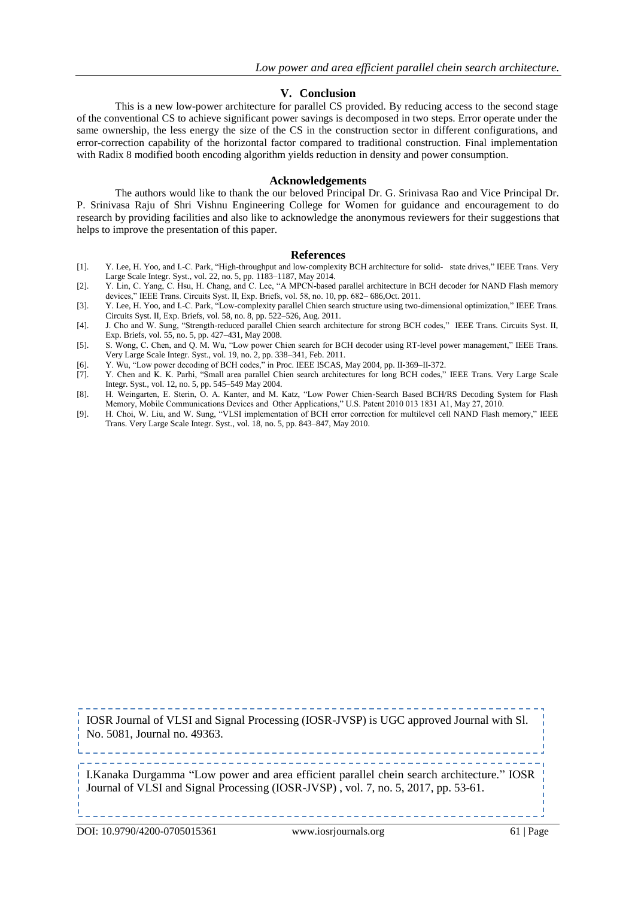## V. Conclusion

This is a new low-power architecture for parallel CS provided. By reducing access to the second stage of the conventional CS to achieve significant power savings is decomposed in two steps. Error operate under the same ownership, the less energy the size of the CS in the construction sector in different configurations, and error-correction capability of the horizontal factor compared to traditional construction. Final implementation with Radix 8 modified booth encoding algorithm yields reduction in density and power consumption.

## Acknowledgements

The authors would like to thank the our beloved Principal Dr. G. Srinivasa Rao and Vice Principal Dr. P. Srinivasa Raju of Shri Vishnu Engineering College for Women for guidance and encouragement to do research by providing facilities and also like to acknowledge the anonymous reviewers for their suggestions that helps to improve the presentation of this paper.

## References

[1]. Y. Lee, H. Yoo, and I.-C. Park, "High-throughput and low-complexity BCH architecture for solid- state drives," IEEE Trans. Very Large Scale Integr. Syst., vol. 22, no. 5, pp. 1183–1187, May 2014.

[2]. Y. Lin, C. Yang, C. Hsu, H. Chang, and C. Lee, "A MPCN-based parallel architecture in BCH decoder for NAND Flash memory devices," IEEE Trans. Circuits Syst. II, Exp. Briefs, vol. 58, no. 10, pp. 682– 686,Oct. 2011.

[3]. Y. Lee, H. Yoo, and I.-C. Park, "Low-complexity parallel Chien search structure using two-dimensional optimization," IEEE Trans. Circuits Syst. II, Exp. Briefs, vol. 58, no. 8, pp. 522–526, Aug. 2011.

[4]. J. Cho and W. Sung, "Strength-reduced parallel Chien search architecture for strong BCH codes," IEEE Trans. Circuits Syst. II, Exp. Briefs, vol. 55, no. 5, pp. 427–431, May 2008.

[5]. S. Wong, C. Chen, and Q. M. Wu, "Low power Chien search for BCH decoder using RT-level power management," IEEE Trans. Very Large Scale Integr. Syst., vol. 19, no. 2, pp. 338–341, Feb. 2011.

[6]. Y. Wu, "Low power decoding of BCH codes," in Proc. IEEE ISCAS, May 2004, pp. II-369–II-372.

[7]. Y. Chen and K. K. Parhi, "Small area parallel Chien search architectures for long BCH codes," IEEE Trans. Very Large Scale Integr. Syst., vol. 12, no. 5, pp. 545–549 May 2004.

[8]. H. Weingarten, E. Sterin, O. A. Kanter, and M. Katz, "Low Power Chien-Search Based BCH/RS Decoding System for Flash Memory, Mobile Communications Devices and Other Applications," U.S. Patent 2010 013 1831 A1, May 27, 2010.

[9]. H. Choi, W. Liu, and W. Sung, "VLSI implementation of BCH error correction for multilevel cell NAND Flash memory," IEEE Trans. Very Large Scale Integr. Syst., vol. 18, no. 5, pp. 843–847, May 2010.

IOSR Journal of VLSI and Signal Processing (IOSR-JVSP) is UGC approved Journal with Sl. No. 5081, Journal no. 49363.

I.Kanaka Durgamma "Low power and area efficient parallel chein search architecture." IOSR Journal of VLSI and Signal Processing (IOSR-JVSP) , vol. 7, no. 5, 2017, pp. 53-61.